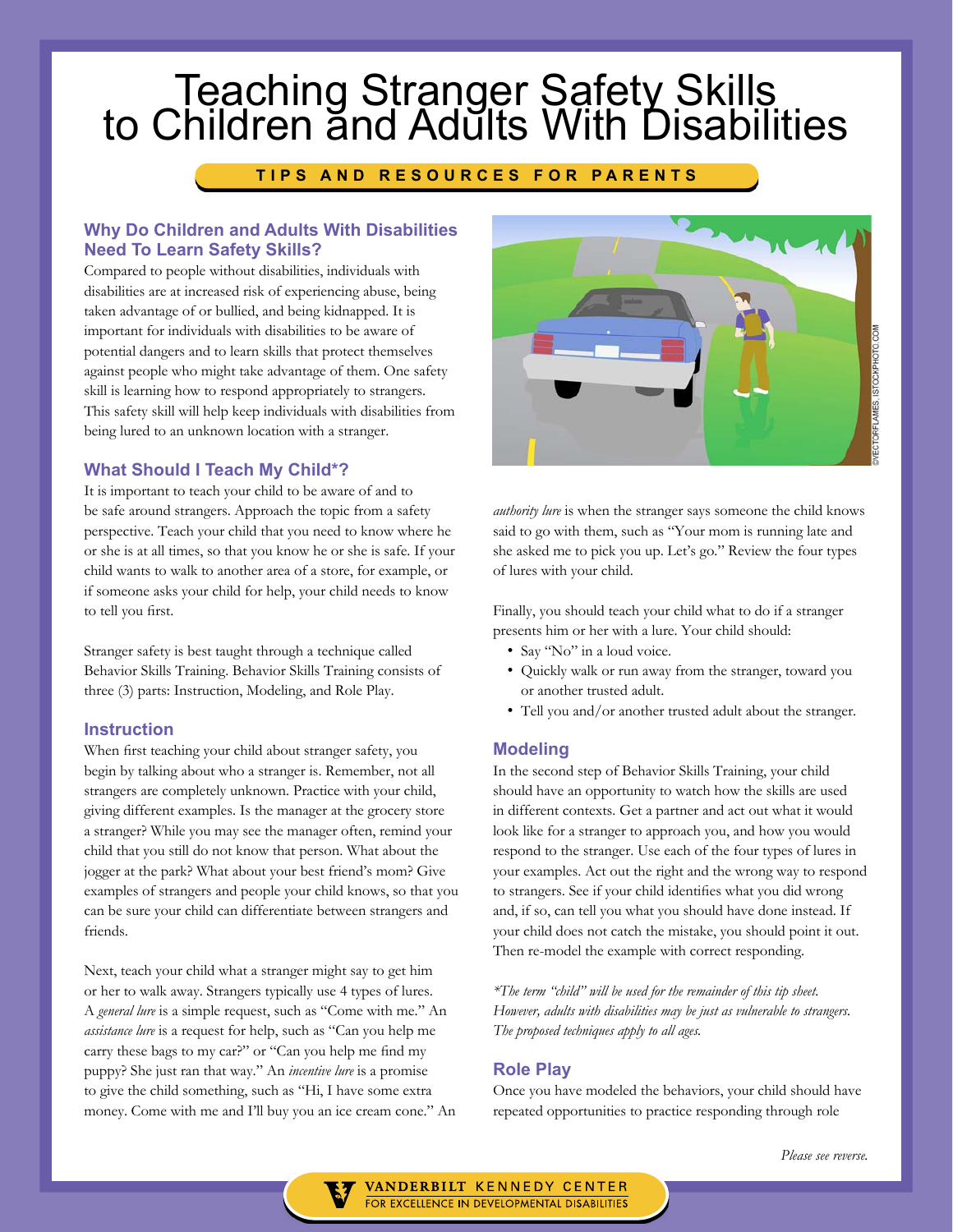# Teaching Stranger Safety Skills to Children and Adults With Disabilities

**TIPS AND RESOURCES FOR PARENTS**

## Why Do Children and Adults With Disabilities Need To Learn Safety Skills?

Compared to people without disabilities, individuals with disabilities are at increased risk of experiencing abuse, being taken advantage of or bullied, and being kidnapped. It is important for individuals with disabilities to be aware of potential dangers and to learn skills that protect themselves against people who might take advantage of them. One safety skill is learning how to respond appropriately to strangers. This safety skill will help keep individuals with disabilities from being lured to an unknown location with a stranger.

## What Should I Teach My Child*?

It is important to teach your child to be aware of and to be safe around strangers. Approach the topic from a safety perspective. Teach your child that you need to know where he or she is at all times, so that you know he or she is safe. If your child wants to walk to another area of a store, for example, or if someone asks your child for help, your child needs to know to tell you first.

Stranger safety is best taught through a technique called Behavior Skills Training. Behavior Skills Training consists of three (3) parts: Instruction, Modeling, and Role Play.

### Instruction

When first teaching your child about stranger safety, you begin by talking about who a stranger is. Remember, not all strangers are completely unknown. Practice with your child, giving different examples. Is the manager at the grocery store a stranger? While you may see the manager often, remind your child that you still do not know that person. What about the jogger at the park? What about your best friend's mom? Give examples of strangers and people your child knows, so that you can be sure your child can differentiate between strangers and friends.

Next, teach your child what a stranger might say to get him or her to walk away. Strangers typically use 4 types of lures. A *general lure* is a simple request, such as "Come with me." An *assistance lure* is a request for help, such as "Can you help me carry these bags to my car?" or "Can you help me find my puppy? She just ran that way." An *incentive lure* is a promise to give the child something, such as "Hi, I have some extra money. Come with me and I'll buy you an ice cream cone." An *authority lure* is when the stranger says someone the child knows said to go with them, such as "Your mom is running late and she asked me to pick you up. Let's go." Review the four types of lures with your child.

Finally, you should teach your child what to do if a stranger presents him or her with a lure. Your child should:

- Say "No" in a loud voice.
- Quickly walk or run away from the stranger, toward you or another trusted adult.
- Tell you and/or another trusted adult about the stranger.

### Modeling

In the second step of Behavior Skills Training, your child should have an opportunity to watch how the skills are used in different contexts. Get a partner and act out what it would look like for a stranger to approach you, and how you would respond to the stranger. Use each of the four types of lures in your examples. Act out the right and the wrong way to respond to strangers. See if your child identifies what you did wrong and, if so, can tell you what you should have done instead. If your child does not catch the mistake, you should point it out. Then re-model the example with correct responding.

*\*The term "child" will be used for the remainder of this tip sheet. However, adults with disabilities may be just as vulnerable to strangers. The proposed techniques apply to all ages.*

### Role Play

Once you have modeled the behaviors, your child should have repeated opportunities to practice responding through role

*Please see reverse.*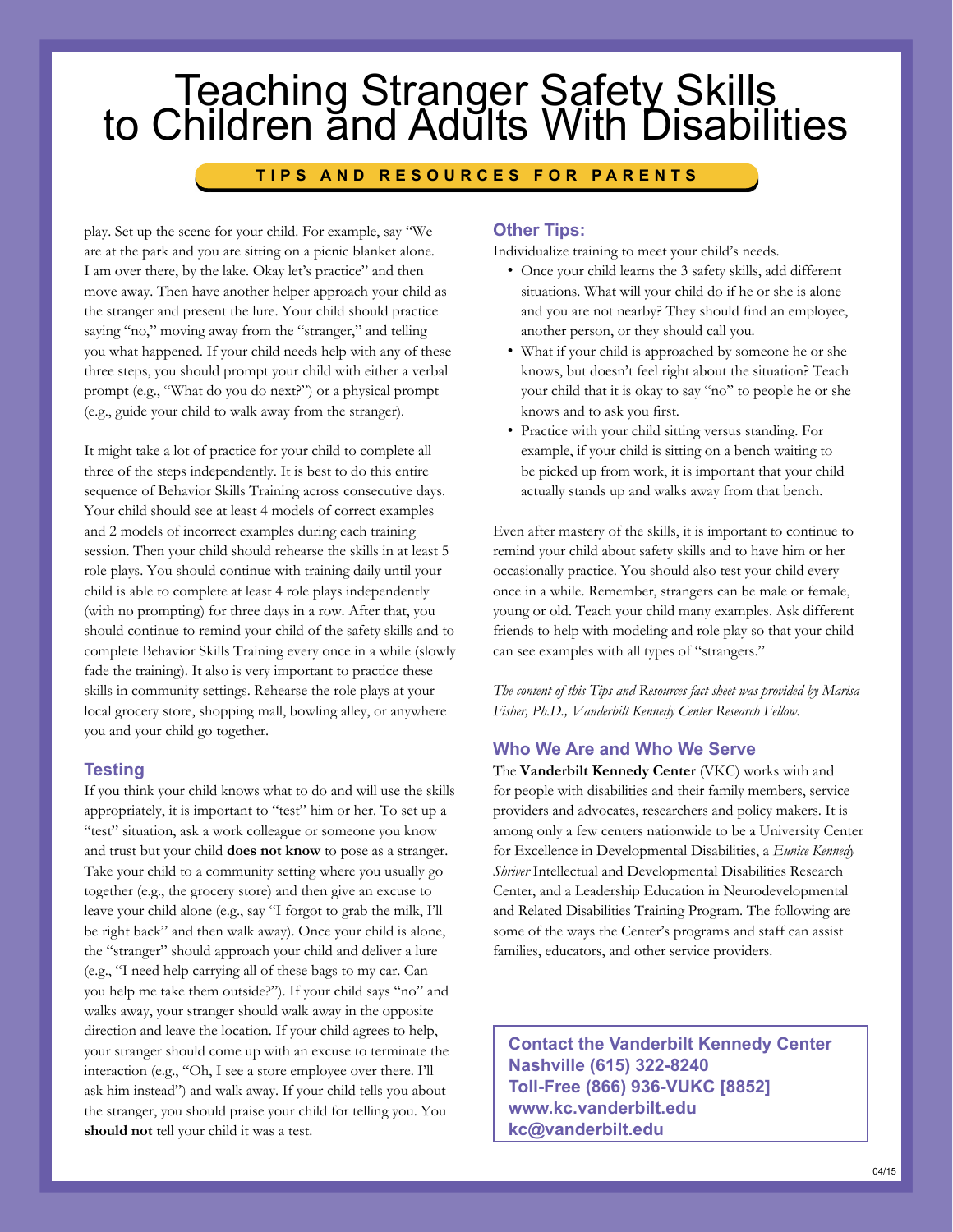# Teaching Stranger Safety Skills to Children and Adults With Disabilities

**TIPS AND RESOURCES FOR PARENTS**

play. Set up the scene for your child. For example, say "We are at the park and you are sitting on a picnic blanket alone. I am over there, by the lake. Okay let's practice" and then move away. Then have another helper approach your child as the stranger and present the lure. Your child should practice saying "no," moving away from the "stranger," and telling you what happened. If your child needs help with any of these three steps, you should prompt your child with either a verbal prompt (e.g., "What do you do next?") or a physical prompt (e.g., guide your child to walk away from the stranger).

It might take a lot of practice for your child to complete all three of the steps independently. It is best to do this entire sequence of Behavior Skills Training across consecutive days. Your child should see at least 4 models of correct examples and 2 models of incorrect examples during each training session. Then your child should rehearse the skills in at least 5 role plays. You should continue with training daily until your child is able to complete at least 4 role plays independently (with no prompting) for three days in a row. After that, you should continue to remind your child of the safety skills and to complete Behavior Skills Training every once in a while (slowly fade the training). It also is very important to practice these skills in community settings. Rehearse the role plays at your local grocery store, shopping mall, bowling alley, or anywhere you and your child go together.

## Testing

If you think your child knows what to do and will use the skills appropriately, it is important to "test" him or her. To set up a "test" situation, ask a work colleague or someone you know and trust but your child **does not know** to pose as a stranger. Take your child to a community setting where you usually go together (e.g., the grocery store) and then give an excuse to leave your child alone (e.g., say "I forgot to grab the milk, I'll be right back" and then walk away). Once your child is alone, the "stranger" should approach your child and deliver a lure (e.g., "I need help carrying all of these bags to my car. Can you help me take them outside?"). If your child says "no" and walks away, your stranger should walk away in the opposite direction and leave the location. If your child agrees to help, your stranger should come up with an excuse to terminate the interaction (e.g., "Oh, I see a store employee over there. I'll ask him instead") and walk away. If your child tells you about the stranger, you should praise your child for telling you. You **should not** tell your child it was a test.

## Other Tips:

Individualize training to meet your child's needs.

- Once your child learns the 3 safety skills, add different situations. What will your child do if he or she is alone and you are not nearby? They should find an employee, another person, or they should call you.
- What if your child is approached by someone he or she knows, but doesn't feel right about the situation? Teach your child that it is okay to say "no" to people he or she knows and to ask you first.
- Practice with your child sitting versus standing. For example, if your child is sitting on a bench waiting to be picked up from work, it is important that your child actually stands up and walks away from that bench.

Even after mastery of the skills, it is important to continue to remind your child about safety skills and to have him or her occasionally practice. You should also test your child every once in a while. Remember, strangers can be male or female, young or old. Teach your child many examples. Ask different friends to help with modeling and role play so that your child can see examples with all types of "strangers."

*The content of this Tips and Resources fact sheet was provided by Marisa Fisher, Ph.D., Vanderbilt Kennedy Center Research Fellow.*

## Who We Are and Who We Serve

The **Vanderbilt Kennedy Center** (VKC) works with and for people with disabilities and their family members, service providers and advocates, researchers and policy makers. It is among only a few centers nationwide to be a University Center for Excellence in Developmental Disabilities, a *Eunice Kennedy Shriver* Intellectual and Developmental Disabilities Research Center, and a Leadership Education in Neurodevelopmental and Related Disabilities Training Program. The following are some of the ways the Center's programs and staff can assist families, educators, and other service providers.

**Contact the Vanderbilt Kennedy Center**
**Nashville (615) 322-8240**
**Toll-Free (866) 936-VUKC [8852]**
**www.kc.vanderbilt.edu**
**kc@vanderbilt.edu**

04/15